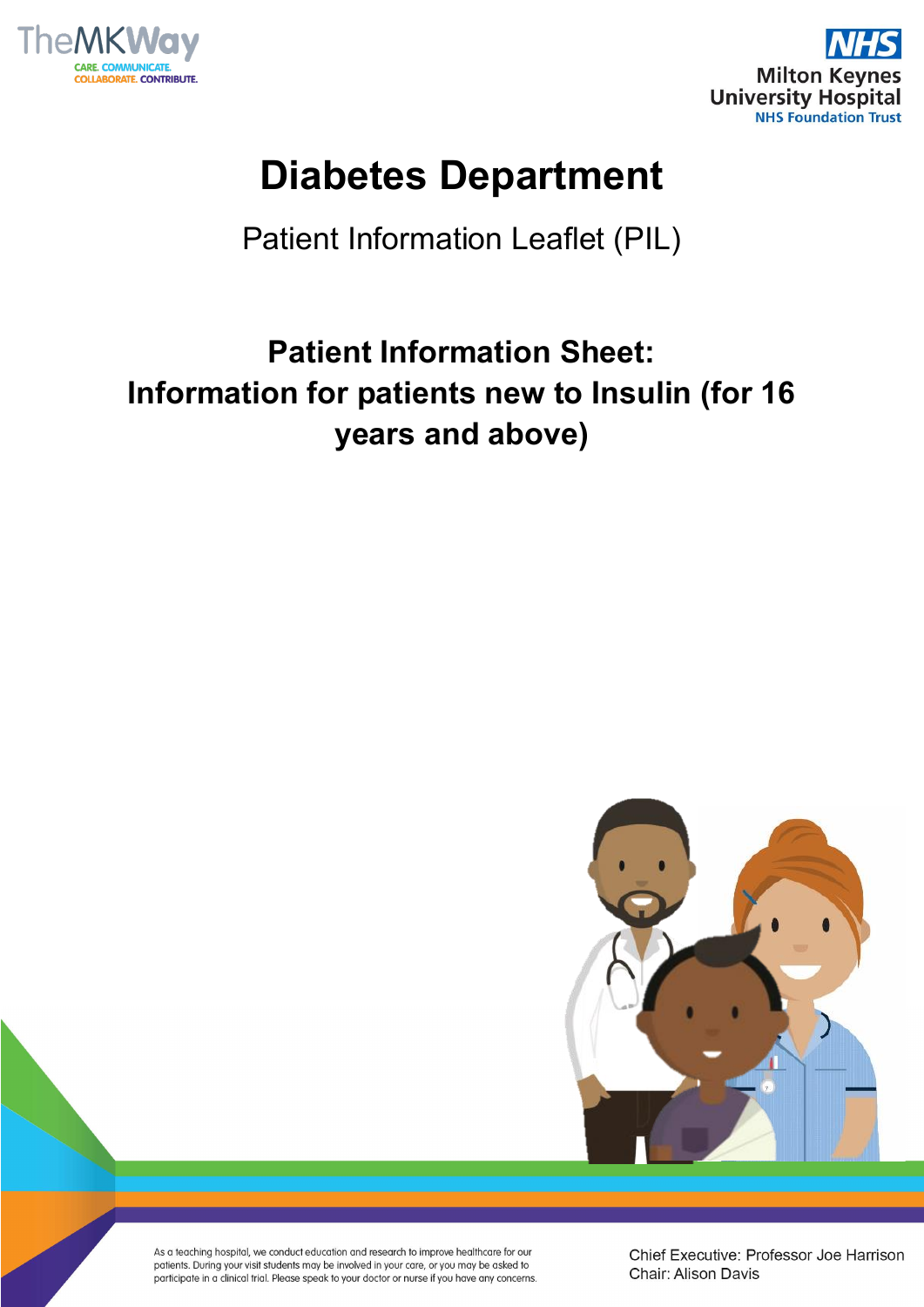TheMKWay
CARE. COMMUNICATE. COLLABORATE. CONTRIBUTE.

NHS
Milton Keynes University Hospital
NHS Foundation Trust

# Diabetes Department

Patient Information Leaflet (PIL)

## Patient Information Sheet: Information for patients new to Insulin (for 16 years and above)

As a teaching hospital, we conduct education and research to improve healthcare for our patients. During your visit students may be involved in your care, or you may be asked to participate in a clinical trial. Please speak to your doctor or nurse if you have any concerns.

Chief Executive: Professor Joe Harrison
Chair: Alison Davis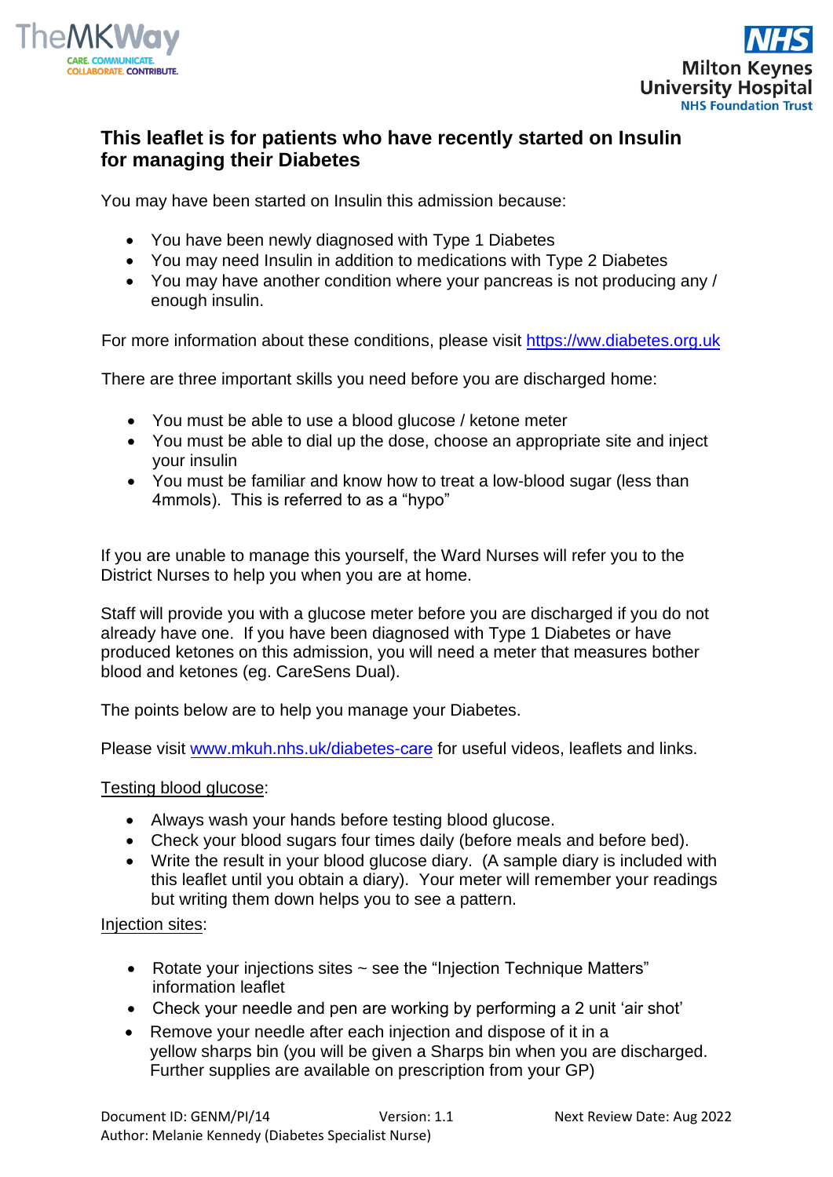## This leaflet is for patients who have recently started on Insulin for managing their Diabetes

You may have been started on Insulin this admission because:

- You have been newly diagnosed with Type 1 Diabetes
- You may need Insulin in addition to medications with Type 2 Diabetes
- You may have another condition where your pancreas is not producing any / enough insulin.

For more information about these conditions, please visit https://ww.diabetes.org.uk

There are three important skills you need before you are discharged home:

- You must be able to use a blood glucose / ketone meter
- You must be able to dial up the dose, choose an appropriate site and inject your insulin
- You must be familiar and know how to treat a low-blood sugar (less than 4mmols). This is referred to as a "hypo"

If you are unable to manage this yourself, the Ward Nurses will refer you to the District Nurses to help you when you are at home.

Staff will provide you with a glucose meter before you are discharged if you do not already have one. If you have been diagnosed with Type 1 Diabetes or have produced ketones on this admission, you will need a meter that measures bother blood and ketones (eg. CareSens Dual).

The points below are to help you manage your Diabetes.

Please visit www.mkuh.nhs.uk/diabetes-care for useful videos, leaflets and links.

Testing blood glucose:

- Always wash your hands before testing blood glucose.
- Check your blood sugars four times daily (before meals and before bed).
- Write the result in your blood glucose diary. (A sample diary is included with this leaflet until you obtain a diary). Your meter will remember your readings but writing them down helps you to see a pattern.

Injection sites:

- Rotate your injections sites ~ see the "Injection Technique Matters" information leaflet
- Check your needle and pen are working by performing a 2 unit 'air shot'
- Remove your needle after each injection and dispose of it in a yellow sharps bin (you will be given a Sharps bin when you are discharged. Further supplies are available on prescription from your GP)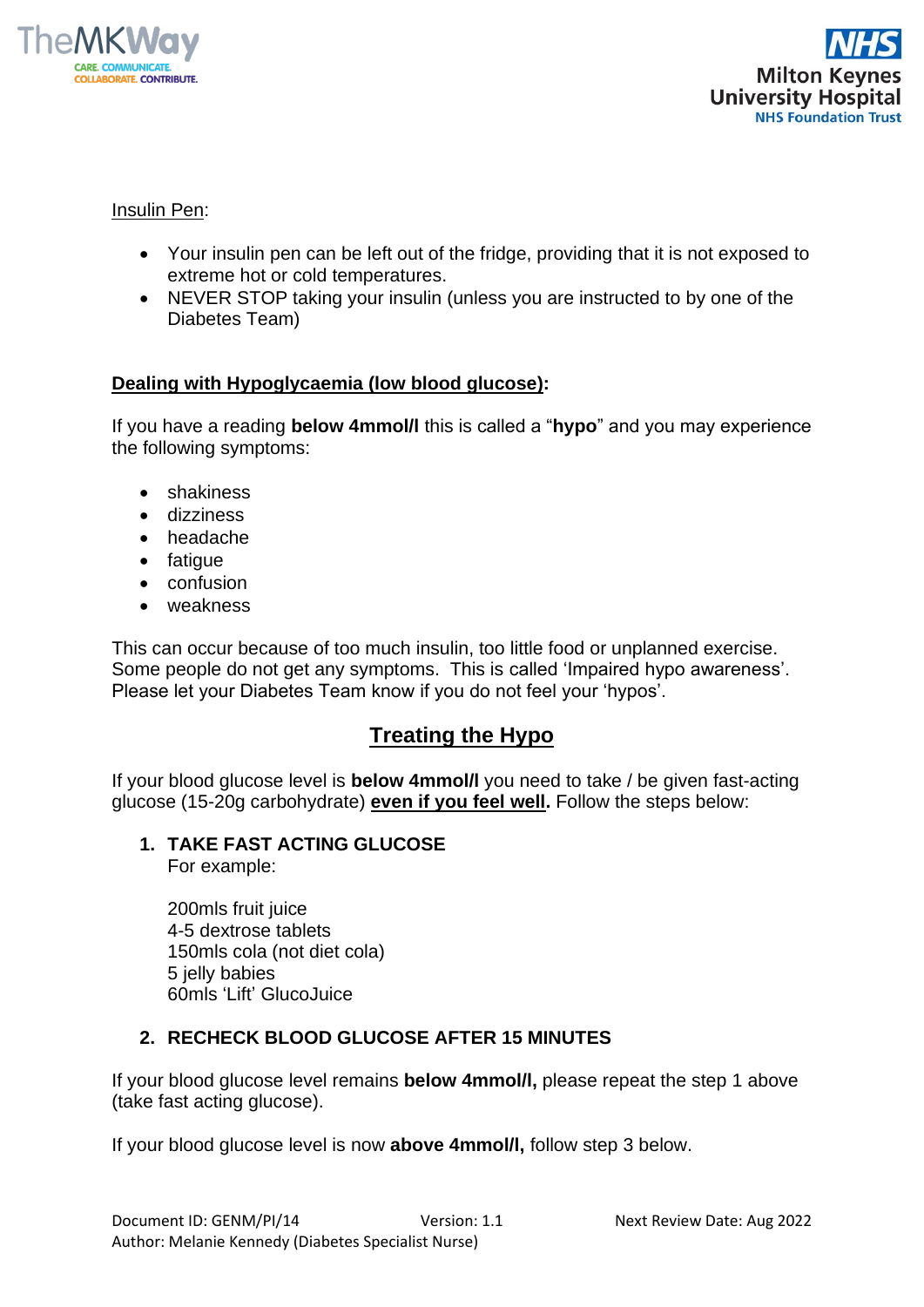Insulin Pen:

- Your insulin pen can be left out of the fridge, providing that it is not exposed to extreme hot or cold temperatures.
- NEVER STOP taking your insulin (unless you are instructed to by one of the Diabetes Team)

**Dealing with Hypoglycaemia (low blood glucose):**

If you have a reading **below 4mmol/l** this is called a "**hypo**" and you may experience the following symptoms:

- shakiness
- dizziness
- headache
- fatigue
- confusion
- weakness

This can occur because of too much insulin, too little food or unplanned exercise. Some people do not get any symptoms. This is called 'Impaired hypo awareness'. Please let your Diabetes Team know if you do not feel your 'hypos'.

## Treating the Hypo

If your blood glucose level is **below 4mmol/l** you need to take / be given fast-acting glucose (15-20g carbohydrate) **even if you feel well.** Follow the steps below:

1. **TAKE FAST ACTING GLUCOSE**
   For example:

   200mls fruit juice
   4-5 dextrose tablets
   150mls cola (not diet cola)
   5 jelly babies
   60mls 'Lift' GlucoJuice

2. **RECHECK BLOOD GLUCOSE AFTER 15 MINUTES**

If your blood glucose level remains **below 4mmol/l,** please repeat the step 1 above (take fast acting glucose).

If your blood glucose level is now **above 4mmol/l,** follow step 3 below.

Document ID: GENM/PI/14 Version: 1.1 Next Review Date: Aug 2022
Author: Melanie Kennedy (Diabetes Specialist Nurse)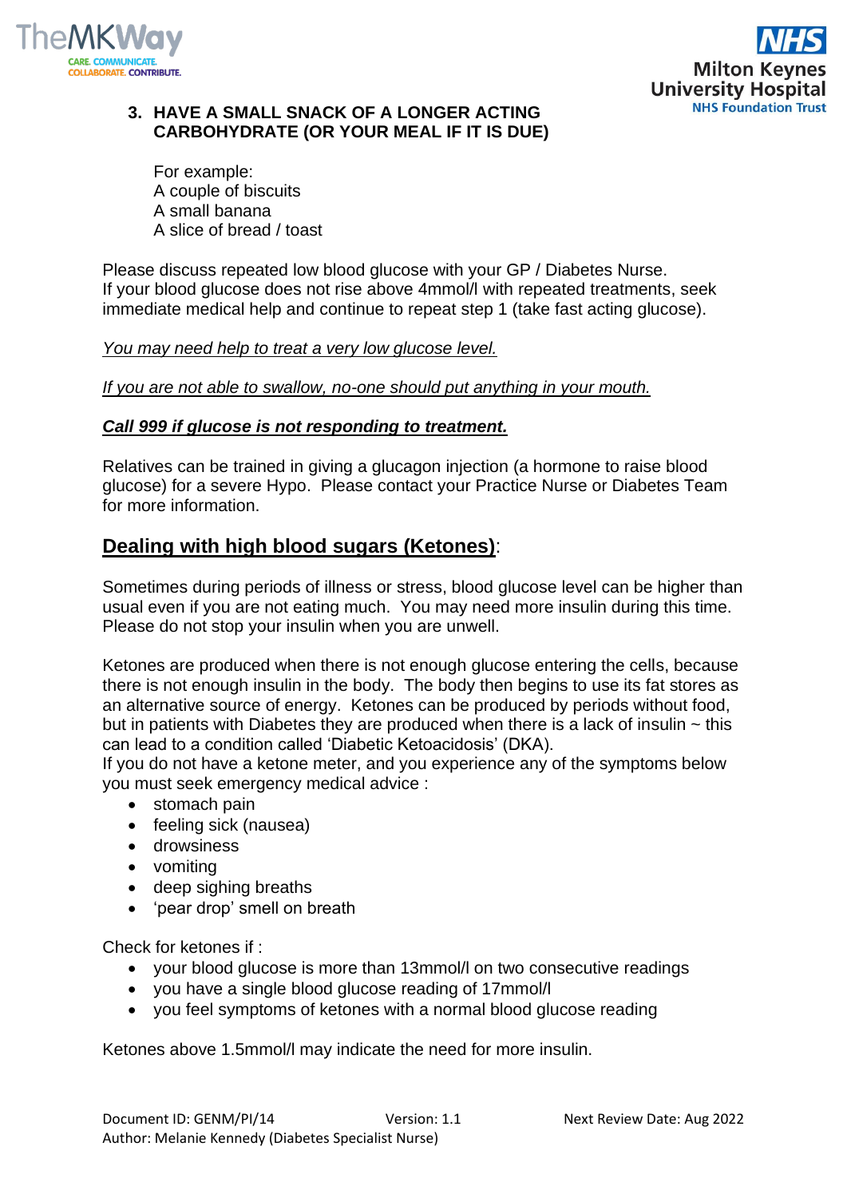3. **HAVE A SMALL SNACK OF A LONGER ACTING CARBOHYDRATE (OR YOUR MEAL IF IT IS DUE)**

   For example:
   A couple of biscuits
   A small banana
   A slice of bread / toast

Please discuss repeated low blood glucose with your GP / Diabetes Nurse.
If your blood glucose does not rise above 4mmol/l with repeated treatments, seek immediate medical help and continue to repeat step 1 (take fast acting glucose).

*<u>You may need help to treat a very low glucose level.</u>*

*<u>If you are not able to swallow, no-one should put anything in your mouth.</u>*

***<u>Call 999 if glucose is not responding to treatment.</u>***

Relatives can be trained in giving a glucagon injection (a hormone to raise blood glucose) for a severe Hypo. Please contact your Practice Nurse or Diabetes Team for more information.

## <u>Dealing with high blood sugars (Ketones)</u>:

Sometimes during periods of illness or stress, blood glucose level can be higher than usual even if you are not eating much. You may need more insulin during this time. Please do not stop your insulin when you are unwell.

Ketones are produced when there is not enough glucose entering the cells, because there is not enough insulin in the body. The body then begins to use its fat stores as an alternative source of energy. Ketones can be produced by periods without food, but in patients with Diabetes they are produced when there is a lack of insulin ~ this can lead to a condition called 'Diabetic Ketoacidosis' (DKA).
If you do not have a ketone meter, and you experience any of the symptoms below you must seek emergency medical advice :

- stomach pain
- feeling sick (nausea)
- drowsiness
- vomiting
- deep sighing breaths
- 'pear drop' smell on breath

Check for ketones if :

- your blood glucose is more than 13mmol/l on two consecutive readings
- you have a single blood glucose reading of 17mmol/l
- you feel symptoms of ketones with a normal blood glucose reading

Ketones above 1.5mmol/l may indicate the need for more insulin.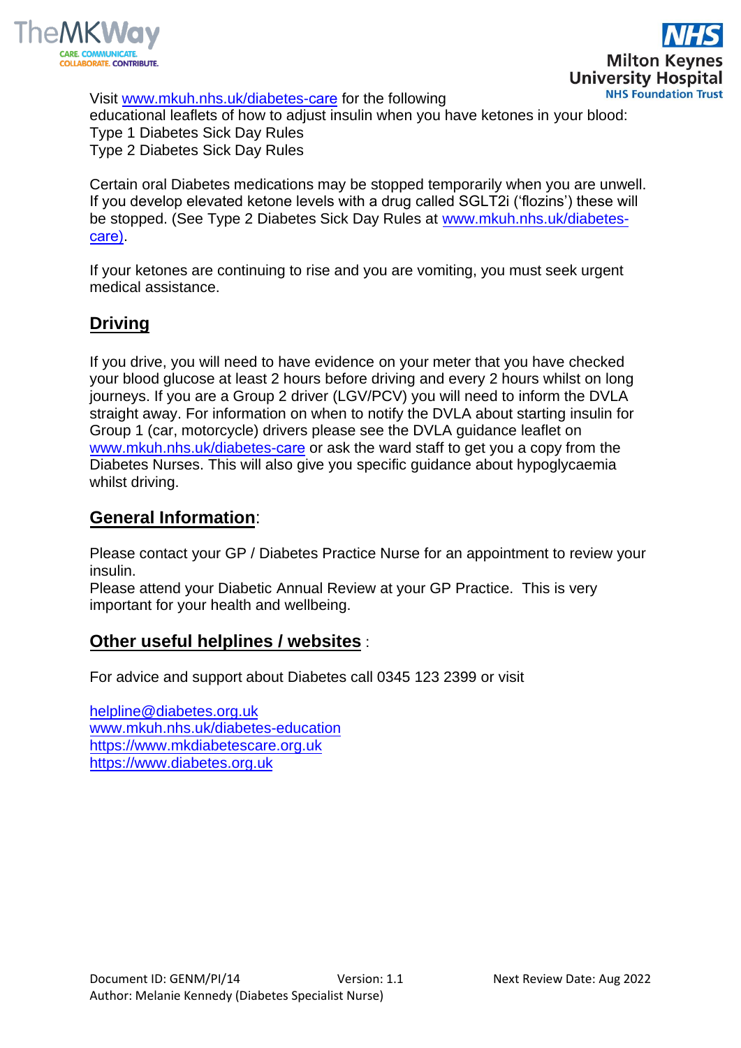Visit www.mkuh.nhs.uk/diabetes-care for the following educational leaflets of how to adjust insulin when you have ketones in your blood:
Type 1 Diabetes Sick Day Rules
Type 2 Diabetes Sick Day Rules

Certain oral Diabetes medications may be stopped temporarily when you are unwell. If you develop elevated ketone levels with a drug called SGLT2i ('flozins') these will be stopped. (See Type 2 Diabetes Sick Day Rules at www.mkuh.nhs.uk/diabetes-care).

If your ketones are continuing to rise and you are vomiting, you must seek urgent medical assistance.

## Driving

If you drive, you will need to have evidence on your meter that you have checked your blood glucose at least 2 hours before driving and every 2 hours whilst on long journeys. If you are a Group 2 driver (LGV/PCV) you will need to inform the DVLA straight away. For information on when to notify the DVLA about starting insulin for Group 1 (car, motorcycle) drivers please see the DVLA guidance leaflet on www.mkuh.nhs.uk/diabetes-care or ask the ward staff to get you a copy from the Diabetes Nurses. This will also give you specific guidance about hypoglycaemia whilst driving.

## General Information:

Please contact your GP / Diabetes Practice Nurse for an appointment to review your insulin.
Please attend your Diabetic Annual Review at your GP Practice. This is very important for your health and wellbeing.

## Other useful helplines / websites :

For advice and support about Diabetes call 0345 123 2399 or visit

helpline@diabetes.org.uk
www.mkuh.nhs.uk/diabetes-education
https://www.mkdiabetescare.org.uk
https://www.diabetes.org.uk

Document ID: GENM/PI/14 Version: 1.1 Next Review Date: Aug 2022
Author: Melanie Kennedy (Diabetes Specialist Nurse)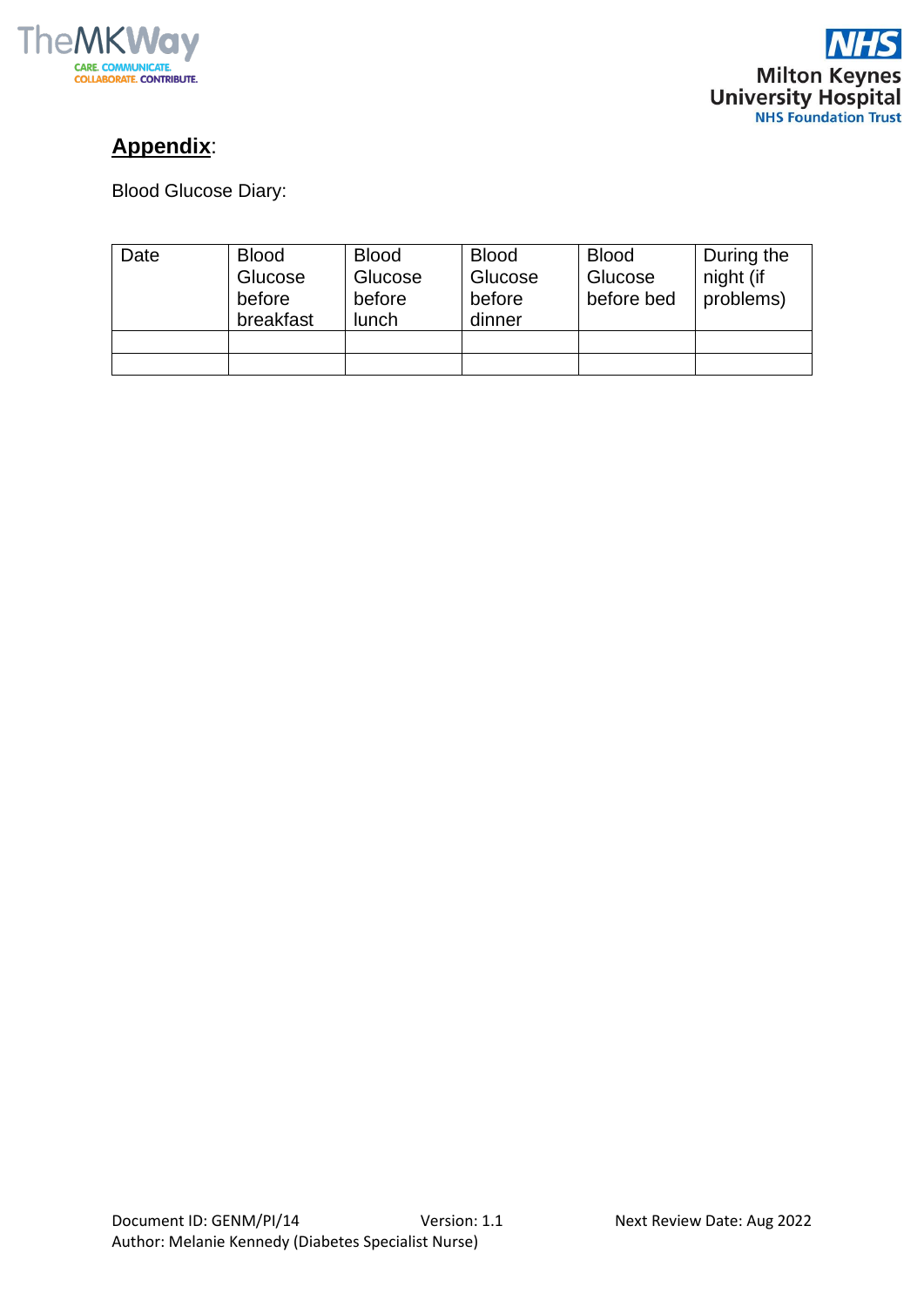## **Appendix**:

Blood Glucose Diary:

| Date | Blood Glucose before breakfast | Blood Glucose before lunch | Blood Glucose before dinner | Blood Glucose before bed | During the night (if problems) |
|---|---|---|---|---|---|
| | | | | | |
| | | | | | |

Document ID: GENM/PI/14 Version: 1.1 Next Review Date: Aug 2022
Author: Melanie Kennedy (Diabetes Specialist Nurse)